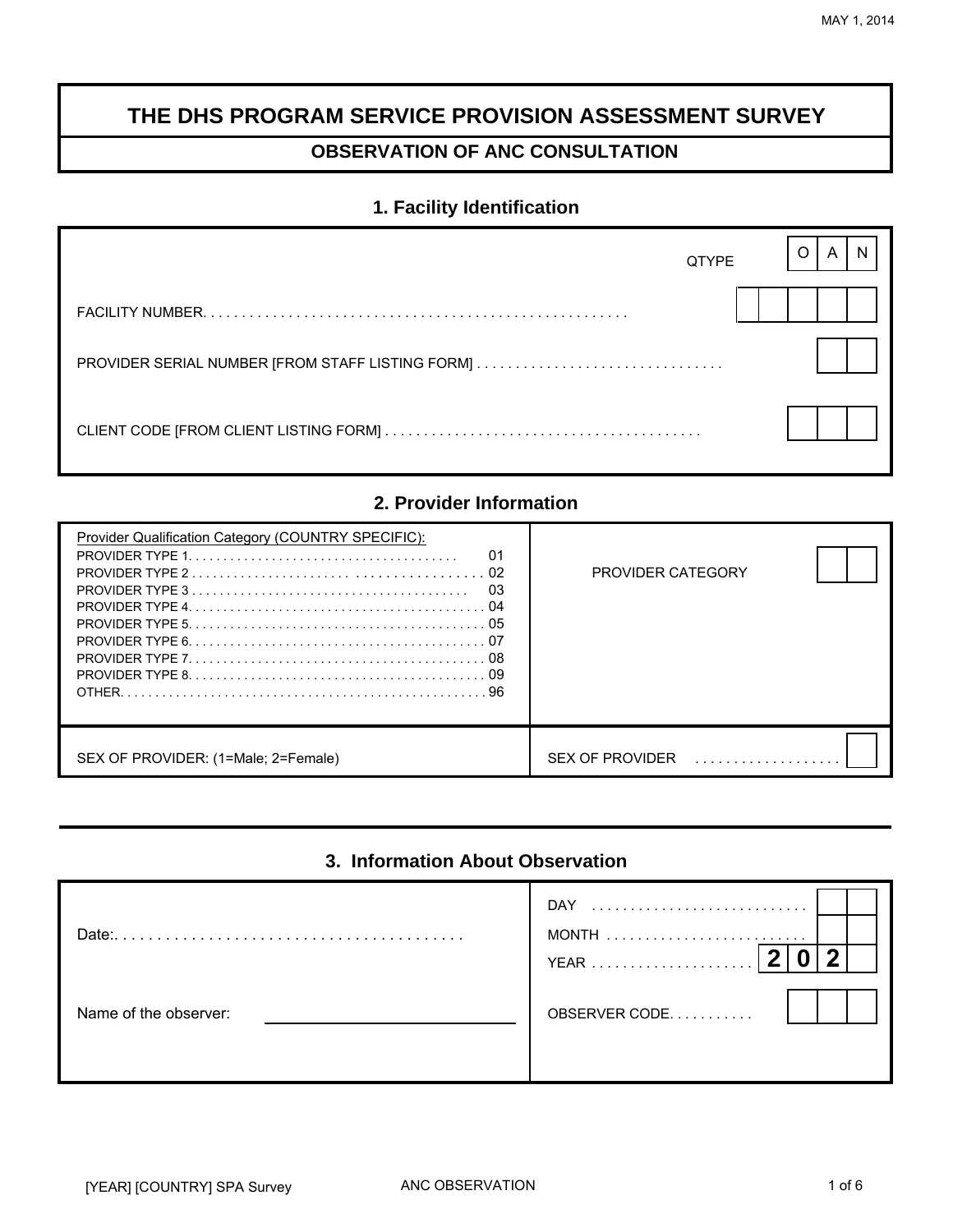# THE DHS PROGRAM SERVICE PROVISION ASSESSMENT SURVEY

## OBSERVATION OF ANC CONSULTATION

### 1. Facility Identification

| | |
|---|---|
| QTYPE | O A N |
| FACILITY NUMBER. . . . . . . . . . . . . . . . . . . . . . . . . . . . . . . . . . . . . . . . . . . . . . . . . . . . . . . | |
| PROVIDER SERIAL NUMBER [FROM STAFF LISTING FORM] . . . . . . . . . . . . . . . . . . . . . . . . . . . . . . . . | |
| CLIENT CODE [FROM CLIENT LISTING FORM] . . . . . . . . . . . . . . . . . . . . . . . . . . . . . . . . . . . . . . . . . | |

### 2. Provider Information

| | |
|---|---|
| Provider Qualification Category (COUNTRY SPECIFIC):<br>PROVIDER TYPE 1. . . . . . . . . . . . . . . . . . . . . . . . . . . . . . . . . . . . . . 01<br>PROVIDER TYPE 2 . . . . . . . . . . . . . . . . . . . . . . . . . . . . . . . . . . . . . . . . 02<br>PROVIDER TYPE 3 . . . . . . . . . . . . . . . . . . . . . . . . . . . . . . . . . . . . . . . 03<br>PROVIDER TYPE 4. . . . . . . . . . . . . . . . . . . . . . . . . . . . . . . . . . . . . . . . . . 04<br>PROVIDER TYPE 5. . . . . . . . . . . . . . . . . . . . . . . . . . . . . . . . . . . . . . . . . . 05<br>PROVIDER TYPE 6. . . . . . . . . . . . . . . . . . . . . . . . . . . . . . . . . . . . . . . . . . 07<br>PROVIDER TYPE 7. . . . . . . . . . . . . . . . . . . . . . . . . . . . . . . . . . . . . . . . . . 08<br>PROVIDER TYPE 8. . . . . . . . . . . . . . . . . . . . . . . . . . . . . . . . . . . . . . . . . . 09<br>OTHER. . . . . . . . . . . . . . . . . . . . . . . . . . . . . . . . . . . . . . . . . . . . . . . . . . . 96 | PROVIDER CATEGORY |
| SEX OF PROVIDER: (1=Male; 2=Female) | SEX OF PROVIDER . . . . . . . . . . . . . . . . . . . |

### 3. Information About Observation

| | |
|---|---|
| Date:. . . . . . . . . . . . . . . . . . . . . . . . . . . . . . . . . . . . . . . . . . | DAY . . . . . . . . . . . . . . . . . . . . . . . . . . . .<br>MONTH . . . . . . . . . . . . . . . . . . . . . . . . . .<br>YEAR . . . . . . . . . . . . . . . . . . . . . **2 0 2** |
| Name of the observer: ____________________ | OBSERVER CODE. . . . . . . . . . . |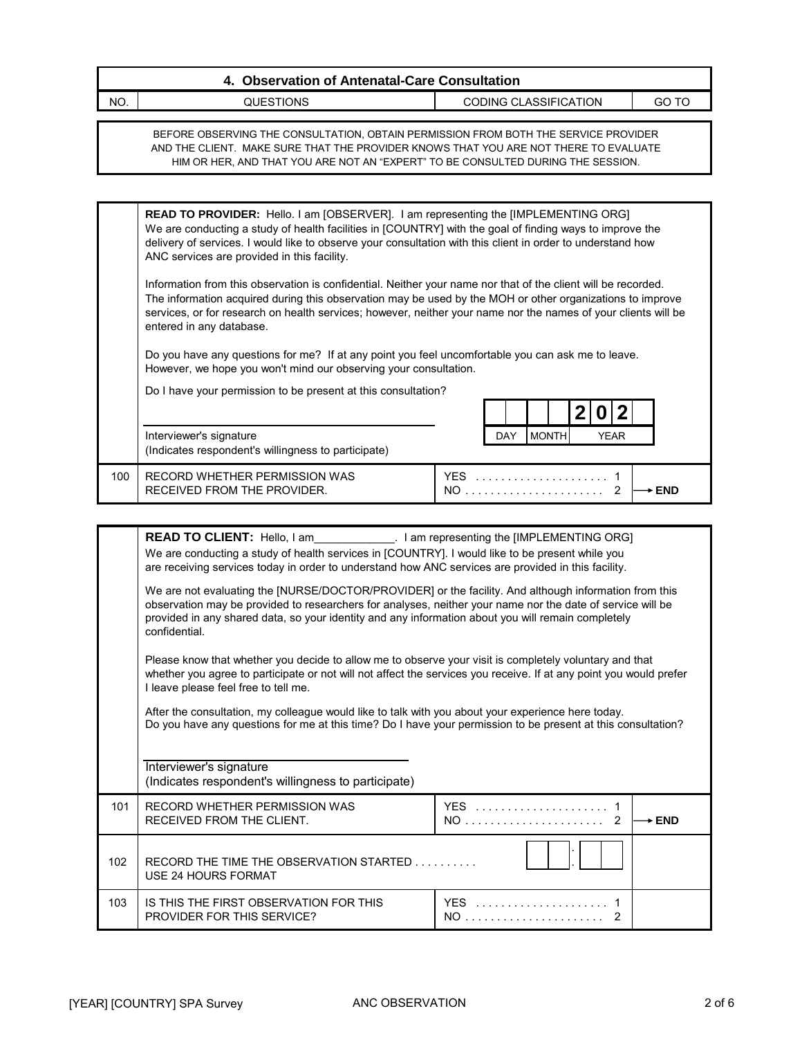# 4. Observation of Antenatal-Care Consultation

| NO. | QUESTIONS | CODING CLASSIFICATION | GO TO |
|---|---|---|---|

BEFORE OBSERVING THE CONSULTATION, OBTAIN PERMISSION FROM BOTH THE SERVICE PROVIDER AND THE CLIENT. MAKE SURE THAT THE PROVIDER KNOWS THAT YOU ARE NOT THERE TO EVALUATE HIM OR HER, AND THAT YOU ARE NOT AN "EXPERT" TO BE CONSULTED DURING THE SESSION.

**READ TO PROVIDER:** Hello. I am [OBSERVER]. I am representing the [IMPLEMENTING ORG] We are conducting a study of health facilities in [COUNTRY] with the goal of finding ways to improve the delivery of services. I would like to observe your consultation with this client in order to understand how ANC services are provided in this facility.

Information from this observation is confidential. Neither your name nor that of the client will be recorded. The information acquired during this observation may be used by the MOH or other organizations to improve services, or for research on health services; however, neither your name nor the names of your clients will be entered in any database.

Do you have any questions for me? If at any point you feel uncomfortable you can ask me to leave. However, we hope you won't mind our observing your consultation.

Do I have your permission to be present at this consultation?

Interviewer's signature
(Indicates respondent's willingness to participate)

DAY | MONTH | YEAR: 2 0 2 _

| NO. | QUESTIONS | CODING CLASSIFICATION | GO TO |
|---|---|---|---|
| 100 | RECORD WHETHER PERMISSION WAS RECEIVED FROM THE PROVIDER. | YES . . . . . . . . . . 1<br>NO . . . . . . . . . . 2 | <br>2 → END |

**READ TO CLIENT:** Hello, I am____________. I am representing the [IMPLEMENTING ORG] We are conducting a study of health services in [COUNTRY]. I would like to be present while you are receiving services today in order to understand how ANC services are provided in this facility.

We are not evaluating the [NURSE/DOCTOR/PROVIDER] or the facility. And although information from this observation may be provided to researchers for analyses, neither your name nor the date of service will be provided in any shared data, so your identity and any information about you will remain completely confidential.

Please know that whether you decide to allow me to observe your visit is completely voluntary and that whether you agree to participate or not will not affect the services you receive. If at any point you would prefer I leave please feel free to tell me.

After the consultation, my colleague would like to talk with you about your experience here today. Do you have any questions for me at this time? Do I have your permission to be present at this consultation?

Interviewer's signature
(Indicates respondent's willingness to participate)

| NO. | QUESTIONS | CODING CLASSIFICATION | GO TO |
|---|---|---|---|
| 101 | RECORD WHETHER PERMISSION WAS RECEIVED FROM THE CLIENT. | YES . . . . . . . . . . 1<br>NO . . . . . . . . . . 2 | <br>2 → END |
| 102 | RECORD THE TIME THE OBSERVATION STARTED . . . . . . . . . .<br>USE 24 HOURS FORMAT | __ __ : __ __ | |
| 103 | IS THIS THE FIRST OBSERVATION FOR THIS PROVIDER FOR THIS SERVICE? | YES . . . . . . . . . . 1<br>NO . . . . . . . . . . 2 | |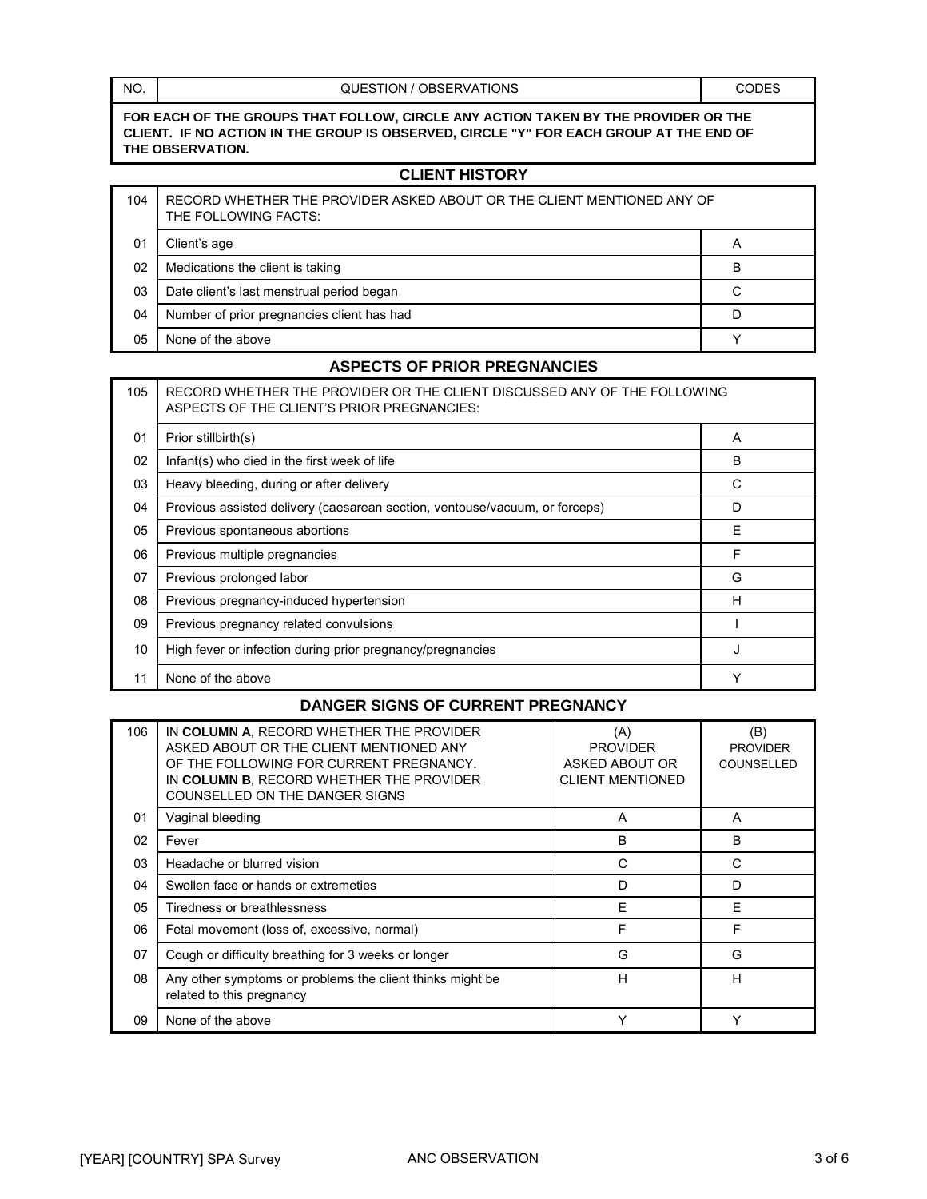| NO. | QUESTION / OBSERVATIONS | CODES |
|---|---|---|

**FOR EACH OF THE GROUPS THAT FOLLOW, CIRCLE ANY ACTION TAKEN BY THE PROVIDER OR THE CLIENT. IF NO ACTION IN THE GROUP IS OBSERVED, CIRCLE "Y" FOR EACH GROUP AT THE END OF THE OBSERVATION.**

## CLIENT HISTORY

| NO. | QUESTION / OBSERVATIONS | CODES |
|---|---|---|
| 104 | RECORD WHETHER THE PROVIDER ASKED ABOUT OR THE CLIENT MENTIONED ANY OF THE FOLLOWING FACTS: | |
| 01 | Client's age | A |
| 02 | Medications the client is taking | B |
| 03 | Date client's last menstrual period began | C |
| 04 | Number of prior pregnancies client has had | D |
| 05 | None of the above | Y |

## ASPECTS OF PRIOR PREGNANCIES

| NO. | QUESTION / OBSERVATIONS | CODES |
|---|---|---|
| 105 | RECORD WHETHER THE PROVIDER OR THE CLIENT DISCUSSED ANY OF THE FOLLOWING ASPECTS OF THE CLIENT'S PRIOR PREGNANCIES: | |
| 01 | Prior stillbirth(s) | A |
| 02 | Infant(s) who died in the first week of life | B |
| 03 | Heavy bleeding, during or after delivery | C |
| 04 | Previous assisted delivery (caesarean section, ventouse/vacuum, or forceps) | D |
| 05 | Previous spontaneous abortions | E |
| 06 | Previous multiple pregnancies | F |
| 07 | Previous prolonged labor | G |
| 08 | Previous pregnancy-induced hypertension | H |
| 09 | Previous pregnancy related convulsions | I |
| 10 | High fever or infection during prior pregnancy/pregnancies | J |
| 11 | None of the above | Y |

## DANGER SIGNS OF CURRENT PREGNANCY

| NO. | QUESTION / OBSERVATIONS | (A) PROVIDER ASKED ABOUT OR CLIENT MENTIONED | (B) PROVIDER COUNSELLED |
|---|---|---|---|
| 106 | IN **COLUMN A**, RECORD WHETHER THE PROVIDER ASKED ABOUT OR THE CLIENT MENTIONED ANY OF THE FOLLOWING FOR CURRENT PREGNANCY. IN **COLUMN B**, RECORD WHETHER THE PROVIDER COUNSELLED ON THE DANGER SIGNS | | |
| 01 | Vaginal bleeding | A | A |
| 02 | Fever | B | B |
| 03 | Headache or blurred vision | C | C |
| 04 | Swollen face or hands or extremeties | D | D |
| 05 | Tiredness or breathlessness | E | E |
| 06 | Fetal movement (loss of, excessive, normal) | F | F |
| 07 | Cough or difficulty breathing for 3 weeks or longer | G | G |
| 08 | Any other symptoms or problems the client thinks might be related to this pregnancy | H | H |
| 09 | None of the above | Y | Y |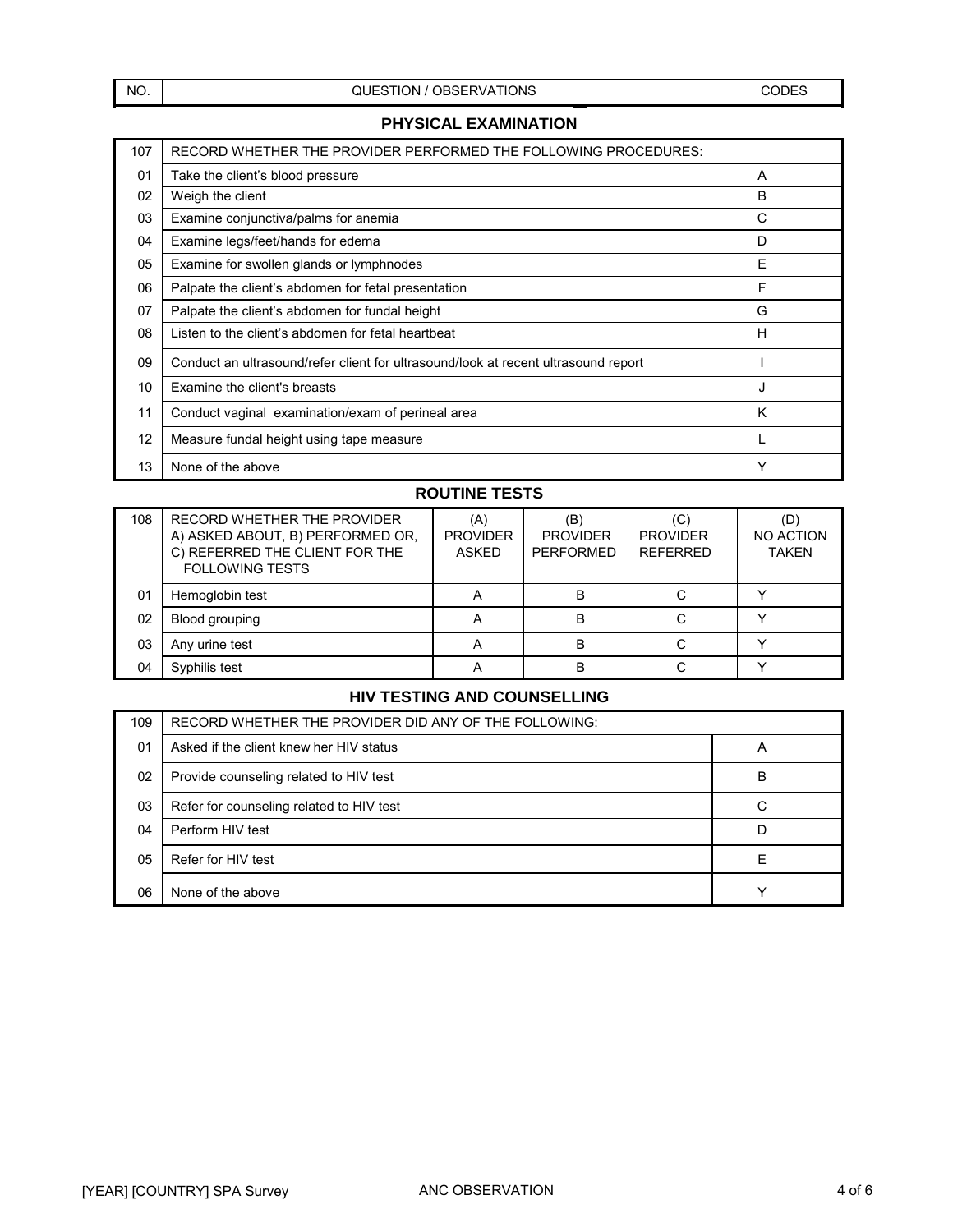| NO. | QUESTION / OBSERVATIONS | CODES |
|---|---|---|

## PHYSICAL EXAMINATION

| 107 | RECORD WHETHER THE PROVIDER PERFORMED THE FOLLOWING PROCEDURES: | |
|---|---|---|
| 01 | Take the client's blood pressure | A |
| 02 | Weigh the client | B |
| 03 | Examine conjunctiva/palms for anemia | C |
| 04 | Examine legs/feet/hands for edema | D |
| 05 | Examine for swollen glands or lymphnodes | E |
| 06 | Palpate the client's abdomen for fetal presentation | F |
| 07 | Palpate the client's abdomen for fundal height | G |
| 08 | Listen to the client's abdomen for fetal heartbeat | H |
| 09 | Conduct an ultrasound/refer client for ultrasound/look at recent ultrasound report | I |
| 10 | Examine the client's breasts | J |
| 11 | Conduct vaginal examination/exam of perineal area | K |
| 12 | Measure fundal height using tape measure | L |
| 13 | None of the above | Y |

## ROUTINE TESTS

| 108 | RECORD WHETHER THE PROVIDER A) ASKED ABOUT, B) PERFORMED OR, C) REFERRED THE CLIENT FOR THE FOLLOWING TESTS | (A) PROVIDER ASKED | (B) PROVIDER PERFORMED | (C) PROVIDER REFERRED | (D) NO ACTION TAKEN |
|---|---|---|---|---|---|
| 01 | Hemoglobin test | A | B | C | Y |
| 02 | Blood grouping | A | B | C | Y |
| 03 | Any urine test | A | B | C | Y |
| 04 | Syphilis test | A | B | C | Y |

## HIV TESTING AND COUNSELLING

| 109 | RECORD WHETHER THE PROVIDER DID ANY OF THE FOLLOWING: | |
|---|---|---|
| 01 | Asked if the client knew her HIV status | A |
| 02 | Provide counseling related to HIV test | B |
| 03 | Refer for counseling related to HIV test | C |
| 04 | Perform HIV test | D |
| 05 | Refer for HIV test | E |
| 06 | None of the above | Y |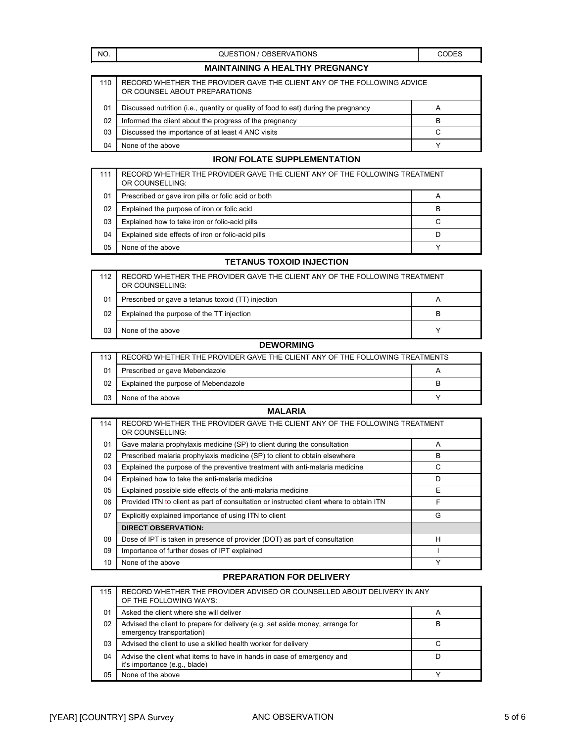| NO. | QUESTION / OBSERVATIONS | CODES |
|---|---|---|

## MAINTAINING A HEALTHY PREGNANCY

| | | |
|---|---|---|
| 110 | RECORD WHETHER THE PROVIDER GAVE THE CLIENT ANY OF THE FOLLOWING ADVICE OR COUNSEL ABOUT PREPARATIONS | |
| 01 | Discussed nutrition (i.e., quantity or quality of food to eat) during the pregnancy | A |
| 02 | Informed the client about the progress of the pregnancy | B |
| 03 | Discussed the importance of at least 4 ANC visits | C |
| 04 | None of the above | Y |

## IRON/ FOLATE SUPPLEMENTATION

| | | |
|---|---|---|
| 111 | RECORD WHETHER THE PROVIDER GAVE THE CLIENT ANY OF THE FOLLOWING TREATMENT OR COUNSELLING: | |
| 01 | Prescribed or gave iron pills or folic acid or both | A |
| 02 | Explained the purpose of iron or folic acid | B |
| 03 | Explained how to take iron or folic-acid pills | C |
| 04 | Explained side effects of iron or folic-acid pills | D |
| 05 | None of the above | Y |

## TETANUS TOXOID INJECTION

| | | |
|---|---|---|
| 112 | RECORD WHETHER THE PROVIDER GAVE THE CLIENT ANY OF THE FOLLOWING TREATMENT OR COUNSELLING: | |
| 01 | Prescribed or gave a tetanus toxoid (TT) injection | A |
| 02 | Explained the purpose of the TT injection | B |
| 03 | None of the above | Y |

## DEWORMING

| | | |
|---|---|---|
| 113 | RECORD WHETHER THE PROVIDER GAVE THE CLIENT ANY OF THE FOLLOWING TREATMENTS | |
| 01 | Prescribed or gave Mebendazole | A |
| 02 | Explained the purpose of Mebendazole | B |
| 03 | None of the above | Y |

## MALARIA

| | | |
|---|---|---|
| 114 | RECORD WHETHER THE PROVIDER GAVE THE CLIENT ANY OF THE FOLLOWING TREATMENT OR COUNSELLING: | |
| 01 | Gave malaria prophylaxis medicine (SP) to client during the consultation | A |
| 02 | Prescribed malaria prophylaxis medicine (SP) to client to obtain elsewhere | B |
| 03 | Explained the purpose of the preventive treatment with anti-malaria medicine | C |
| 04 | Explained how to take the anti-malaria medicine | D |
| 05 | Explained possible side effects of the anti-malaria medicine | E |
| 06 | Provided ITN to client as part of consultation or instructed client where to obtain ITN | F |
| 07 | Explicitly explained importance of using ITN to client | G |
| | **DIRECT OBSERVATION:** | |
| 08 | Dose of IPT is taken in presence of provider (DOT) as part of consultation | H |
| 09 | Importance of further doses of IPT explained | I |
| 10 | None of the above | Y |

## PREPARATION FOR DELIVERY

| | | |
|---|---|---|
| 115 | RECORD WHETHER THE PROVIDER ADVISED OR COUNSELLED ABOUT DELIVERY IN ANY OF THE FOLLOWING WAYS: | |
| 01 | Asked the client where she will deliver | A |
| 02 | Advised the client to prepare for delivery (e.g. set aside money, arrange for emergency transportation) | B |
| 03 | Advised the client to use a skilled health worker for delivery | C |
| 04 | Advise the client what items to have in hands in case of emergency and it's importance (e.g., blade) | D |
| 05 | None of the above | Y |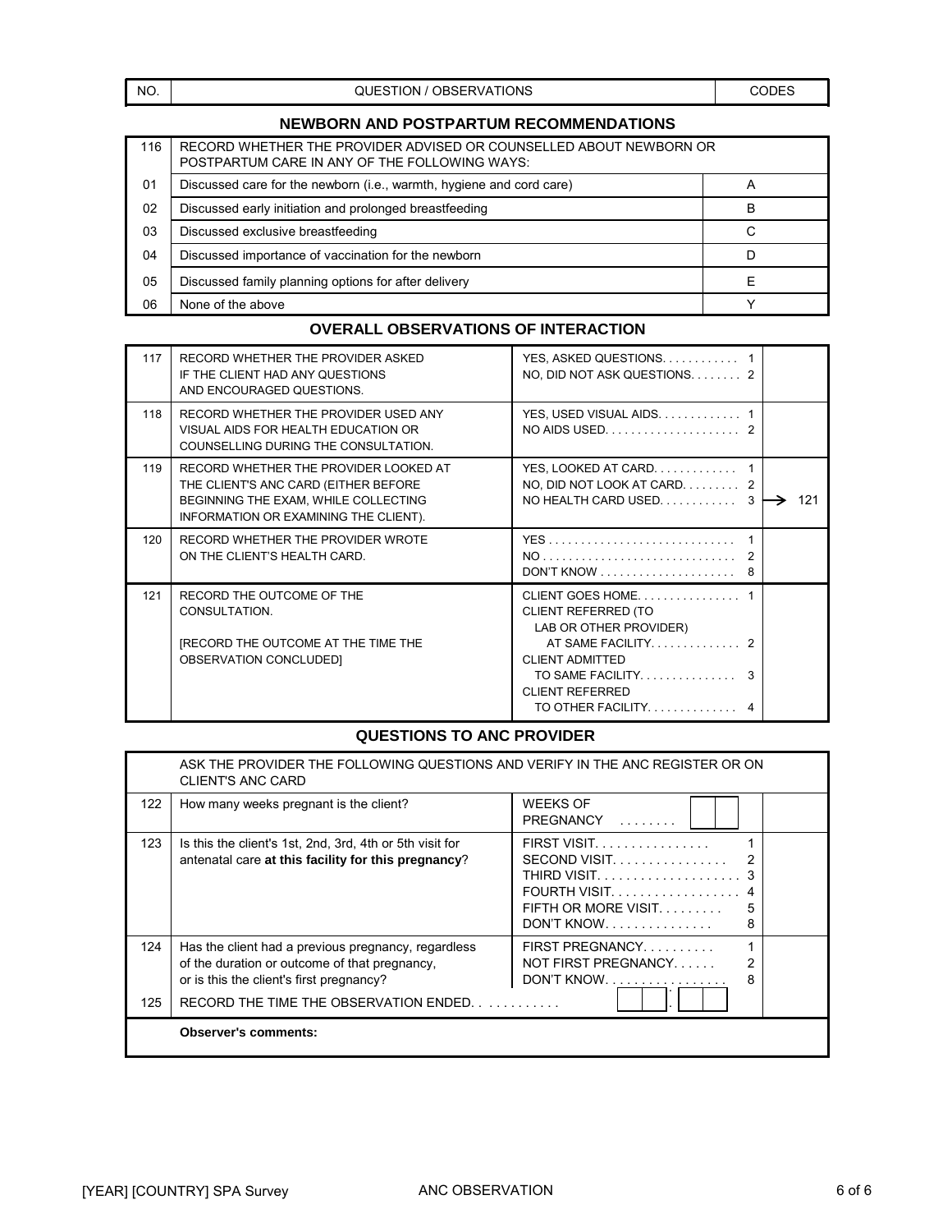| NO. | QUESTION / OBSERVATIONS | CODES |
|---|---|---|

## NEWBORN AND POSTPARTUM RECOMMENDATIONS

| NO. | QUESTION / OBSERVATIONS | CODES |
|---|---|---|
| 116 | RECORD WHETHER THE PROVIDER ADVISED OR COUNSELLED ABOUT NEWBORN OR POSTPARTUM CARE IN ANY OF THE FOLLOWING WAYS: | |
| 01 | Discussed care for the newborn (i.e., warmth, hygiene and cord care) | A |
| 02 | Discussed early initiation and prolonged breastfeeding | B |
| 03 | Discussed exclusive breastfeeding | C |
| 04 | Discussed importance of vaccination for the newborn | D |
| 05 | Discussed family planning options for after delivery | E |
| 06 | None of the above | Y |

## OVERALL OBSERVATIONS OF INTERACTION

| NO. | QUESTION / OBSERVATIONS | CODES | |
|---|---|---|---|
| 117 | RECORD WHETHER THE PROVIDER ASKED IF THE CLIENT HAD ANY QUESTIONS AND ENCOURAGED QUESTIONS. | YES, ASKED QUESTIONS. . . . . . . . . . . . 1<br>NO, DID NOT ASK QUESTIONS. . . . . . . . 2 | |
| 118 | RECORD WHETHER THE PROVIDER USED ANY VISUAL AIDS FOR HEALTH EDUCATION OR COUNSELLING DURING THE CONSULTATION. | YES, USED VISUAL AIDS. . . . . . . . . . . . 1<br>NO AIDS USED. . . . . . . . . . . . . . . . . . . . 2 | |
| 119 | RECORD WHETHER THE PROVIDER LOOKED AT THE CLIENT'S ANC CARD (EITHER BEFORE BEGINNING THE EXAM, WHILE COLLECTING INFORMATION OR EXAMINING THE CLIENT). | YES, LOOKED AT CARD. . . . . . . . . . . . 1<br>NO, DID NOT LOOK AT CARD. . . . . . . . 2<br>NO HEALTH CARD USED. . . . . . . . . . . 3 | 3 → 121 |
| 120 | RECORD WHETHER THE PROVIDER WROTE ON THE CLIENT'S HEALTH CARD. | YES . . . . . . . . . . . . . . . . . . . . . . . . . . . . 1<br>NO . . . . . . . . . . . . . . . . . . . . . . . . . . . . 2<br>DON'T KNOW . . . . . . . . . . . . . . . . . . . . 8 | |
| 121 | RECORD THE OUTCOME OF THE CONSULTATION.<br><br>[RECORD THE OUTCOME AT THE TIME THE OBSERVATION CONCLUDED] | CLIENT GOES HOME. . . . . . . . . . . . . . . 1<br>CLIENT REFERRED (TO LAB OR OTHER PROVIDER) AT SAME FACILITY. . . . . . . . . . . . . 2<br>CLIENT ADMITTED TO SAME FACILITY. . . . . . . . . . . . . . 3<br>CLIENT REFERRED TO OTHER FACILITY. . . . . . . . . . . . . 4 | |

## QUESTIONS TO ANC PROVIDER

| NO. | QUESTION / OBSERVATIONS | CODES | |
|---|---|---|---|
| | ASK THE PROVIDER THE FOLLOWING QUESTIONS AND VERIFY IN THE ANC REGISTER OR ON CLIENT'S ANC CARD | | |
| 122 | How many weeks pregnant is the client? | WEEKS OF PREGNANCY . . . . . . . . [ ][ ] | |
| 123 | Is this the client's 1st, 2nd, 3rd, 4th or 5th visit for antenatal care **at this facility for this pregnancy**? | FIRST VISIT. . . . . . . . . . . . . . . . 1<br>SECOND VISIT. . . . . . . . . . . . . . . . 2<br>THIRD VISIT. . . . . . . . . . . . . . . . . . . . 3<br>FOURTH VISIT. . . . . . . . . . . . . . . . . . 4<br>FIFTH OR MORE VISIT. . . . . . . . . 5<br>DON'T KNOW. . . . . . . . . . . . . . . 8 | |
| 124 | Has the client had a previous pregnancy, regardless of the duration or outcome of that pregnancy, or is this the client's first pregnancy? | FIRST PREGNANCY. . . . . . . . . . 1<br>NOT FIRST PREGNANCY. . . . . . 2<br>DON'T KNOW. . . . . . . . . . . . . . . . . 8 | |
| 125 | RECORD THE TIME THE OBSERVATION ENDED. . . . . . . . . . . | [ ][ ] : [ ][ ] | |
| | **Observer's comments:** | | |